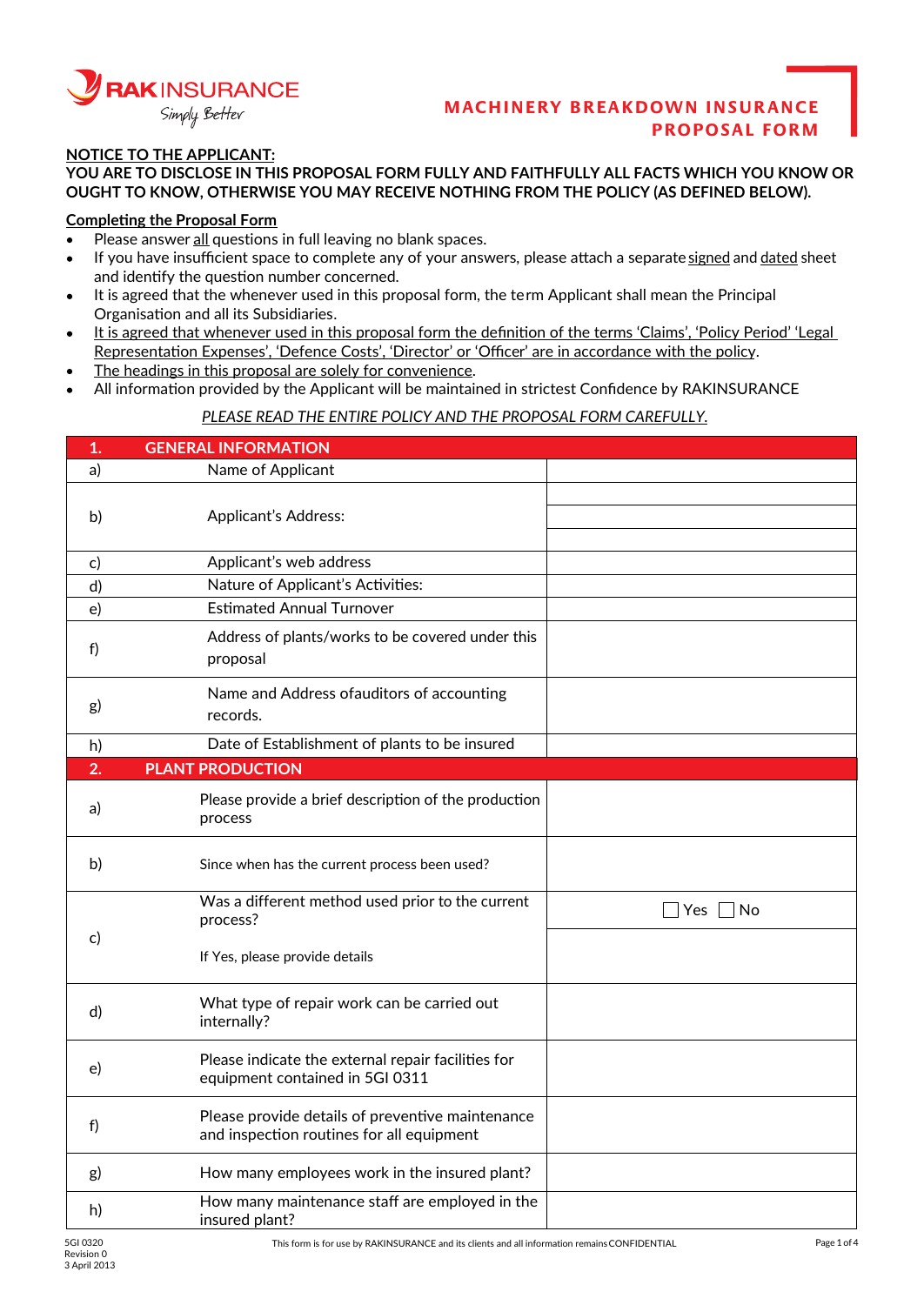# MACHINERY BREAKDOWN INSURANCE PROPOSAL FORM

**NOTICE TO THE APPLICANT:**

**YOU ARE TO DISCLOSE IN THIS PROPOSAL FORM FULLY AND FAITHFULLY ALL FACTS WHICH YOU KNOW OR OUGHT TO KNOW, OTHERWISE YOU MAY RECEIVE NOTHING FROM THE POLICY (AS DEFINED BELOW).**

**Completing the Proposal Form**

- Please answer all questions in full leaving no blank spaces.
- If you have insufficient space to complete any of your answers, please attach a separate signed and dated sheet and identify the question number concerned.
- It is agreed that the whenever used in this proposal form, the term Applicant shall mean the Principal Organisation and all its Subsidiaries.
- It is agreed that whenever used in this proposal form the definition of the terms 'Claims', 'Policy Period' 'Legal Representation Expenses', 'Defence Costs', 'Director' or 'Officer' are in accordance with the policy.
- The headings in this proposal are solely for convenience.
- All information provided by the Applicant will be maintained in strictest Confidence by RAKINSURANCE

*PLEASE READ THE ENTIRE POLICY AND THE PROPOSAL FORM CAREFULLY.*

| 1. | GENERAL INFORMATION | |
|---|---|---|
| a) | Name of Applicant | |
| b) | Applicant's Address: | |
| c) | Applicant's web address | |
| d) | Nature of Applicant's Activities: | |
| e) | Estimated Annual Turnover | |
| f) | Address of plants/works to be covered under this proposal | |
| g) | Name and Address ofauditors of accounting records. | |
| h) | Date of Establishment of plants to be insured | |
| **2.** | **PLANT PRODUCTION** | |
| a) | Please provide a brief description of the production process | |
| b) | Since when has the current process been used? | |
| c) | Was a different method used prior to the current process? | ☐ Yes ☐ No |
| | If Yes, please provide details | |
| d) | What type of repair work can be carried out internally? | |
| e) | Please indicate the external repair facilities for equipment contained in 5GI 0311 | |
| f) | Please provide details of preventive maintenance and inspection routines for all equipment | |
| g) | How many employees work in the insured plant? | |
| h) | How many maintenance staff are employed in the insured plant? | |

5GI 0320
Revision 0
3 April 2013

This form is for use by RAKINSURANCE and its clients and all information remains CONFIDENTIAL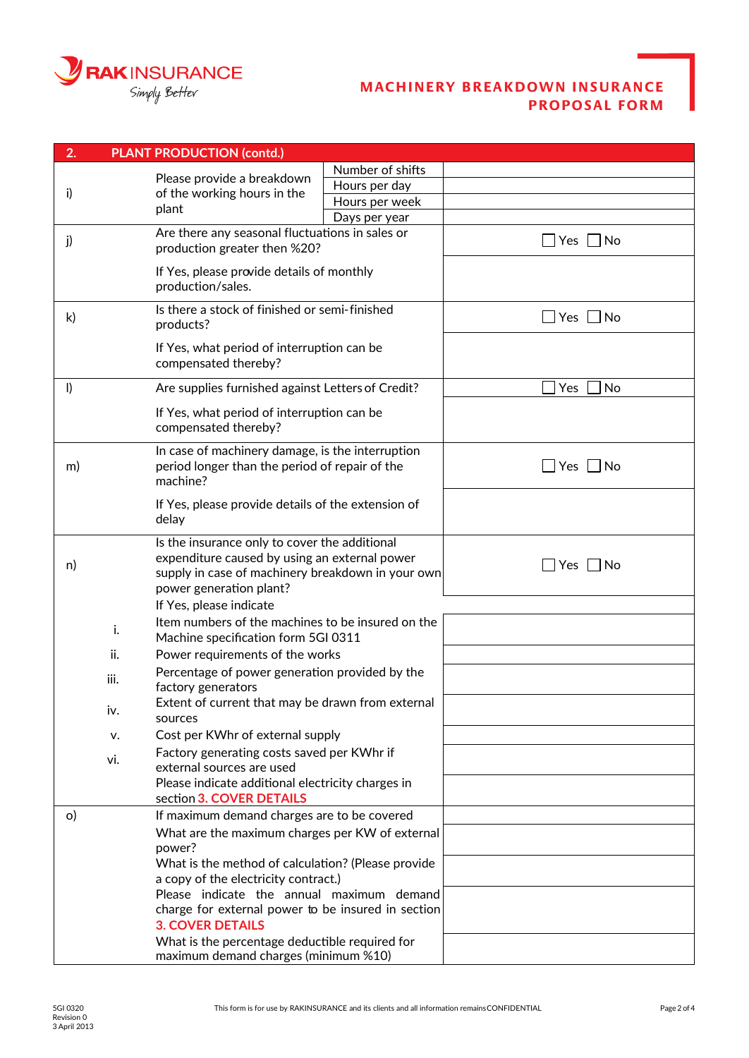# MACHINERY BREAKDOWN INSURANCE PROPOSAL FORM

| 2. | PLANT PRODUCTION (contd.) | | |
|---|---|---|---|
| i) | Please provide a breakdown of the working hours in the plant | Number of shifts | |
| | | Hours per day | |
| | | Hours per week | |
| | | Days per year | |
| j) | Are there any seasonal fluctuations in sales or production greater then %20? | | ☐ Yes ☐ No |
| | If Yes, please provide details of monthly production/sales. | | |
| k) | Is there a stock of finished or semi-finished products? | | ☐ Yes ☐ No |
| | If Yes, what period of interruption can be compensated thereby? | | |
| l) | Are supplies furnished against Letters of Credit? | | ☐ Yes ☐ No |
| | If Yes, what period of interruption can be compensated thereby? | | |
| m) | In case of machinery damage, is the interruption period longer than the period of repair of the machine? | | ☐ Yes ☐ No |
| | If Yes, please provide details of the extension of delay | | |
| n) | Is the insurance only to cover the additional expenditure caused by using an external power supply in case of machinery breakdown in your own power generation plant? | | ☐ Yes ☐ No |
| | If Yes, please indicate | | |
| i. | Item numbers of the machines to be insured on the Machine specification form 5GI 0311 | | |
| ii. | Power requirements of the works | | |
| iii. | Percentage of power generation provided by the factory generators | | |
| iv. | Extent of current that may be drawn from external sources | | |
| v. | Cost per KWhr of external supply | | |
| vi. | Factory generating costs saved per KWhr if external sources are used | | |
| | Please indicate additional electricity charges in section 3. COVER DETAILS | | |
| o) | If maximum demand charges are to be covered | | |
| | What are the maximum charges per KW of external power? | | |
| | What is the method of calculation? (Please provide a copy of the electricity contract.) | | |
| | Please indicate the annual maximum demand charge for external power to be insured in section 3. COVER DETAILS | | |
| | What is the percentage deductible required for maximum demand charges (minimum %10) | | |

5GI 0320
Revision 0
3 April 2013

This form is for use by RAKINSURANCE and its clients and all information remains CONFIDENTIAL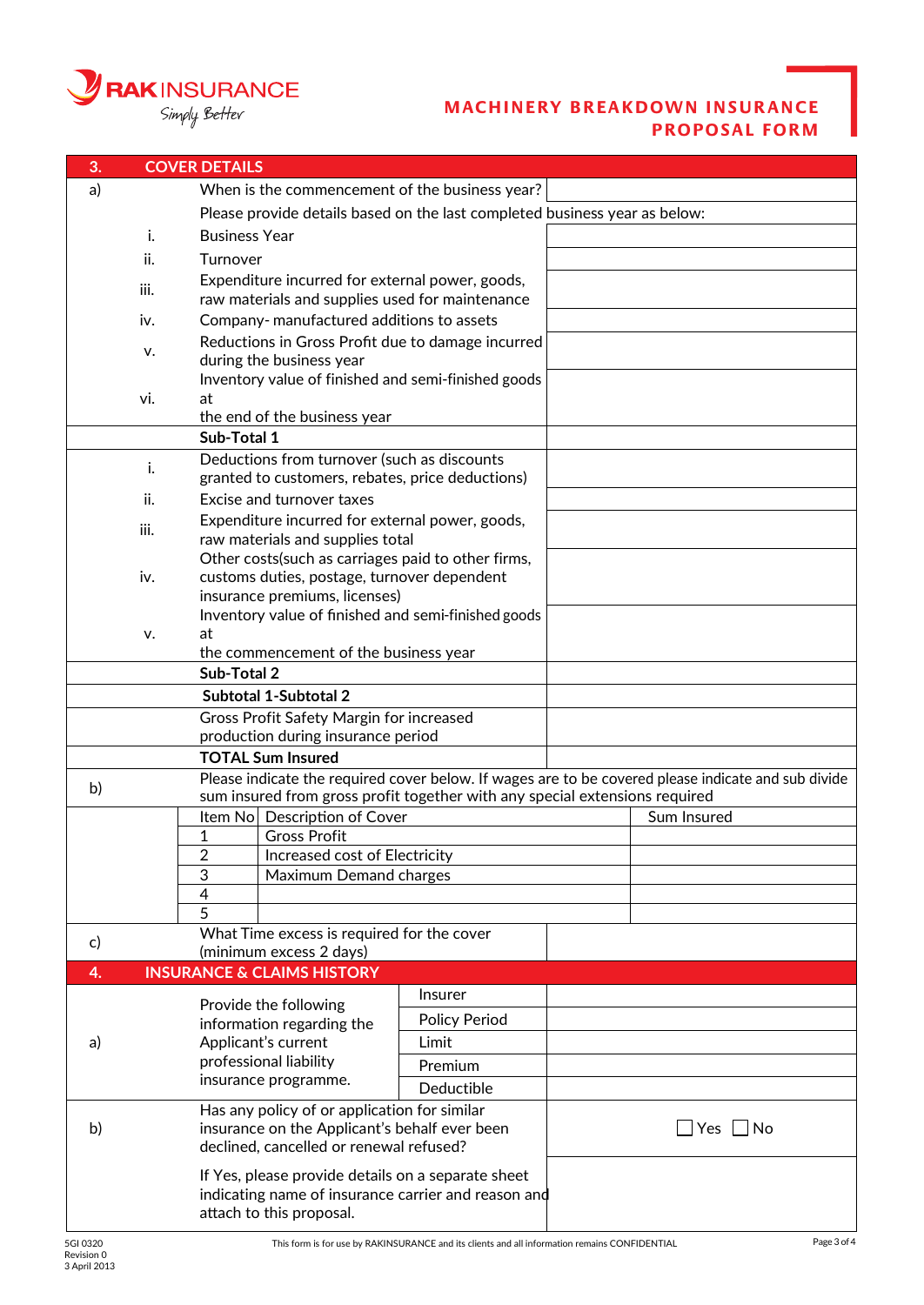# MACHINERY BREAKDOWN INSURANCE PROPOSAL FORM

## 3. COVER DETAILS

| | | | |
|---|---|---|---|
| a) | | When is the commencement of the business year? | |
| | | Please provide details based on the last completed business year as below: | |
| | i. | Business Year | |
| | ii. | Turnover | |
| | iii. | Expenditure incurred for external power, goods, raw materials and supplies used for maintenance | |
| | iv. | Company- manufactured additions to assets | |
| | v. | Reductions in Gross Profit due to damage incurred during the business year | |
| | vi. | Inventory value of finished and semi-finished goods at the end of the business year | |
| | | **Sub-Total 1** | |
| | i. | Deductions from turnover (such as discounts granted to customers, rebates, price deductions) | |
| | ii. | Excise and turnover taxes | |
| | iii. | Expenditure incurred for external power, goods, raw materials and supplies total | |
| | iv. | Other costs(such as carriages paid to other firms, customs duties, postage, turnover dependent insurance premiums, licenses) | |
| | v. | Inventory value of finished and semi-finished goods at the commencement of the business year | |
| | | **Sub-Total 2** | |
| | | **Subtotal 1-Subtotal 2** | |
| | | Gross Profit Safety Margin for increased production during insurance period | |
| | | **TOTAL Sum Insured** | |

b) Please indicate the required cover below. If wages are to be covered please indicate and sub divide sum insured from gross profit together with any special extensions required

| Item No | Description of Cover | Sum Insured |
|---|---|---|
| 1 | Gross Profit | |
| 2 | Increased cost of Electricity | |
| 3 | Maximum Demand charges | |
| 4 | | |
| 5 | | |

c) What Time excess is required for the cover (minimum excess 2 days)

## 4. INSURANCE & CLAIMS HISTORY

| | | | |
|---|---|---|---|
| a) | Provide the following information regarding the Applicant's current professional liability insurance programme. | Insurer | |
| | | Policy Period | |
| | | Limit | |
| | | Premium | |
| | | Deductible | |
| b) | Has any policy of or application for similar insurance on the Applicant's behalf ever been declined, cancelled or renewal refused? | | ☐ Yes ☐ No |
| | If Yes, please provide details on a separate sheet indicating name of insurance carrier and reason and attach to this proposal. | | |

5GI 0320
Revision 0
3 April 2013

This form is for use by RAKINSURANCE and its clients and all information remains CONFIDENTIAL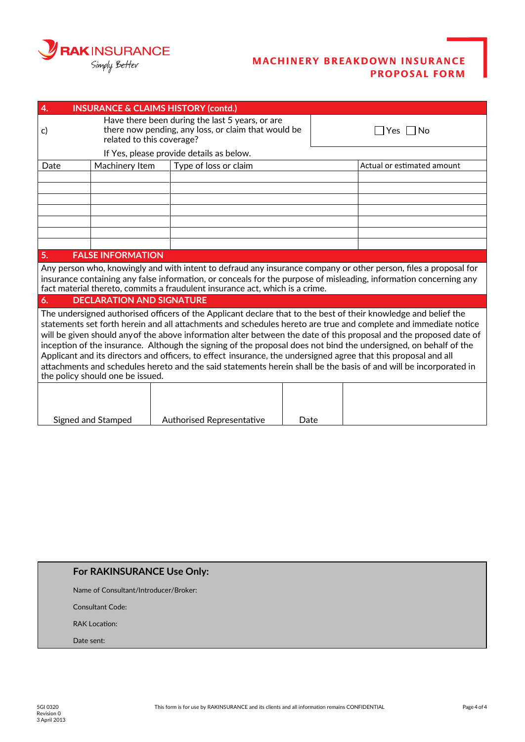## 4. INSURANCE & CLAIMS HISTORY (contd.)

| | | |
|---|---|---|
| c) | Have there been during the last 5 years, or are there now pending, any loss, or claim that would be related to this coverage? | ☐ Yes ☐ No |

If Yes, please provide details as below.

| Date | Machinery Item | Type of loss or claim | Actual or estimated amount |
|---|---|---|---|
| | | | |
| | | | |
| | | | |
| | | | |
| | | | |
| | | | |
| | | | |

## 5. FALSE INFORMATION

Any person who, knowingly and with intent to defraud any insurance company or other person, files a proposal for insurance containing any false information, or conceals for the purpose of misleading, information concerning any fact material thereto, commits a fraudulent insurance act, which is a crime.

## 6. DECLARATION AND SIGNATURE

The undersigned authorised officers of the Applicant declare that to the best of their knowledge and belief the statements set forth herein and all attachments and schedules hereto are true and complete and immediate notice will be given should anyof the above information alter between the date of this proposal and the proposed date of inception of the insurance. Although the signing of the proposal does not bind the undersigned, on behalf of the Applicant and its directors and officers, to effect insurance, the undersigned agree that this proposal and all attachments and schedules hereto and the said statements herein shall be the basis of and will be incorporated in the policy should one be issued.

| | | | |
|---|---|---|---|
| Signed and Stamped | Authorised Representative | Date | |

**For RAKINSURANCE Use Only:**

Name of Consultant/Introducer/Broker:

Consultant Code:

RAK Location:

Date sent:

5GI 0320
Revision 0
3 April 2013

This form is for use by RAKINSURANCE and its clients and all information remains CONFIDENTIAL